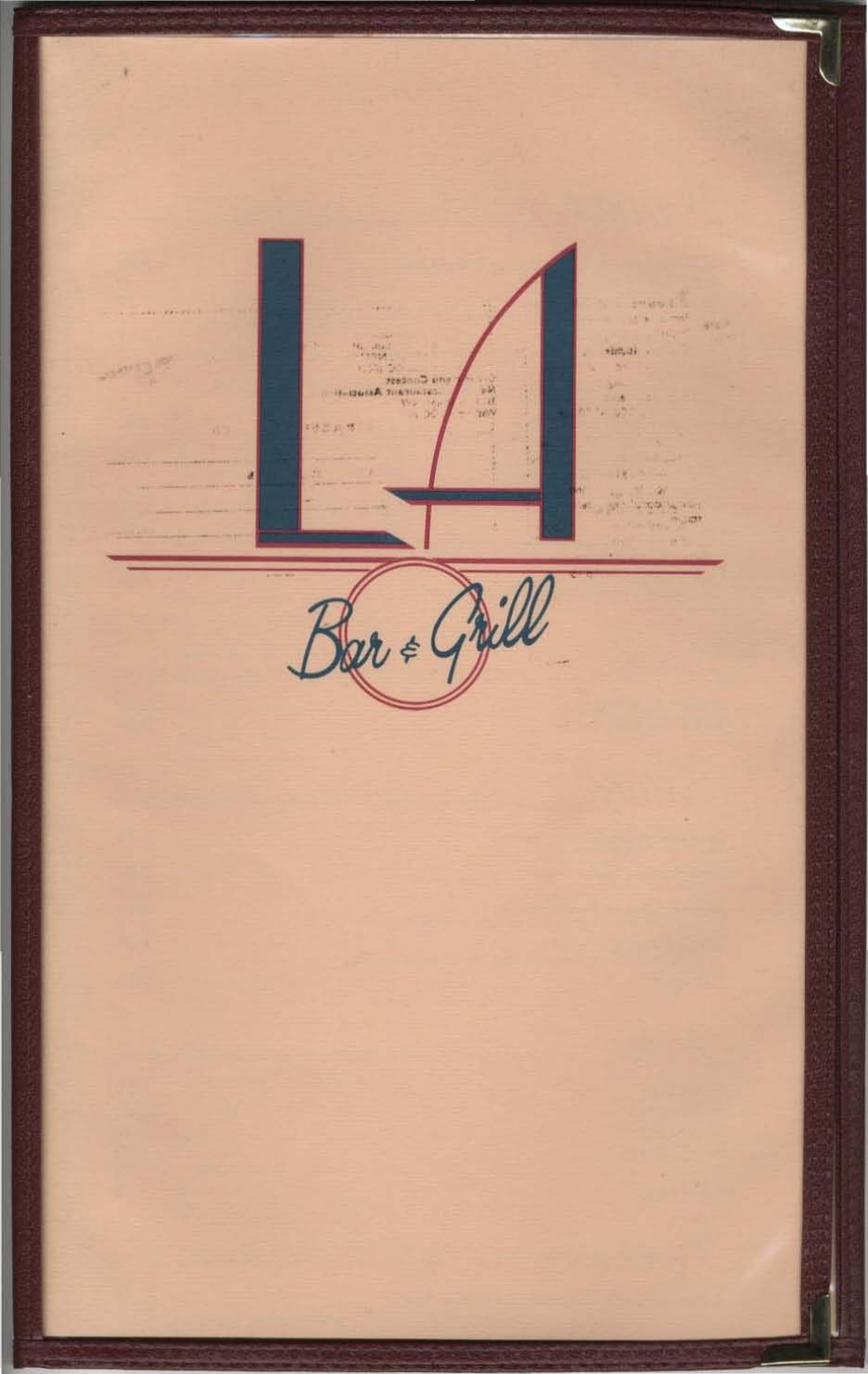# LA

## Bar & Grill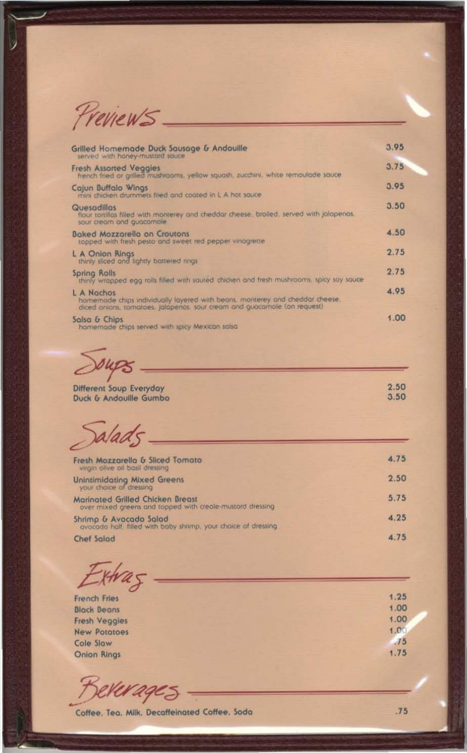## Previews

| Item | Price |
|---|---|
| **Grilled Homemade Duck Sausage & Andouille**<br>served with honey-mustard sauce | 3.95 |
| **Fresh Assorted Veggies**<br>french fried or grilled mushrooms, yellow squash, zucchini, white remoulade sauce | 3.75 |
| **Cajun Buffalo Wings**<br>mini chicken drummets fried and coated in L A hot sauce | 3.95 |
| **Quesadillas**<br>flour tortillas filled with monterey and cheddar cheese, broiled, served with jalapenos, sour cream and guacamole | 3.50 |
| **Baked Mozzarella on Croutons**<br>topped with fresh pesto and sweet red pepper vinagrette | 4.50 |
| **L A Onion Rings**<br>thinly sliced and lightly battered rings | 2.75 |
| **Spring Rolls**<br>thinly wrapped egg rolls filled with sautéd chicken and fresh mushrooms, spicy soy sauce | 2.75 |
| **L A Nachos**<br>homemade chips individually layered with beans, monterey and cheddar cheese, diced onions, tomatoes, jalapenos, sour cream and guacamole (on request) | 4.95 |
| **Salsa & Chips**<br>homemade chips served with spicy Mexican salsa | 1.00 |

## Soups

| Item | Price |
|---|---|
| **Different Soup Everyday** | 2.50 |
| **Duck & Andouille Gumbo** | 3.50 |

## Salads

| Item | Price |
|---|---|
| **Fresh Mozzarella & Sliced Tomato**<br>virgin olive oil basil dressing | 4.75 |
| **Unintimidating Mixed Greens**<br>your choice of dressing | 2.50 |
| **Marinated Grilled Chicken Breast**<br>over mixed greens and topped with creole-mustard dressing | 5.75 |
| **Shrimp & Avocado Salad**<br>avocado half, filled with baby shrimp, your choice of dressing | 4.25 |
| **Chef Salad** | 4.75 |

## Extras

| Item | Price |
|---|---|
| **French Fries** | 1.25 |
| **Black Beans** | 1.00 |
| **Fresh Veggies** | 1.00 |
| **New Potatoes** | 1.00 |
| **Cole Slaw** | .75 |
| **Onion Rings** | 1.75 |

## Beverages

| Item | Price |
|---|---|
| **Coffee, Tea, Milk, Decaffeinated Coffee, Soda** | .75 |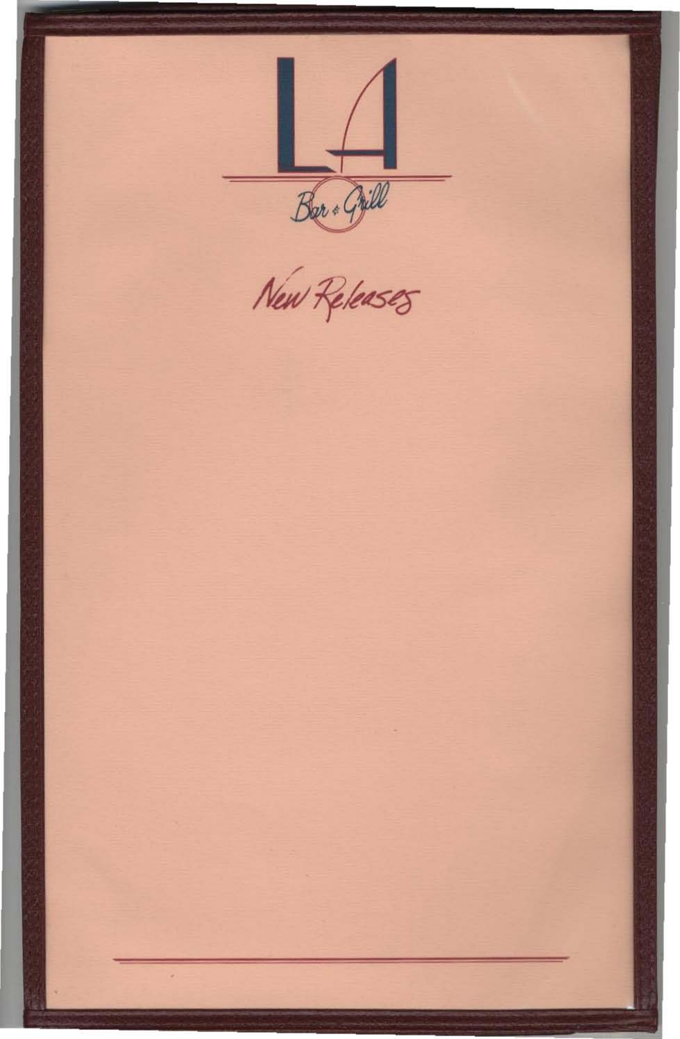# LA

Bar & Grill

## New Releases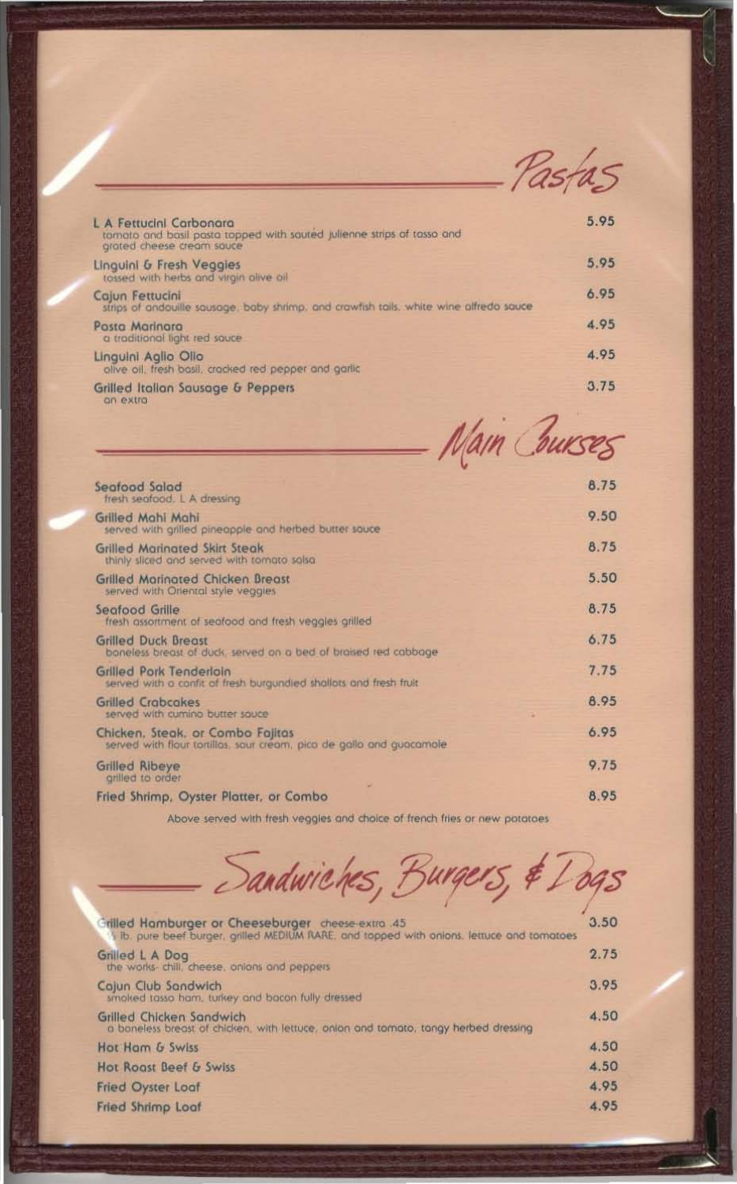## Pastas

**L A Fettucini Carbonara** — 5.95
tomato and basil pasta topped with sautéd julienne strips of tasso and grated cheese cream sauce

**Linguini & Fresh Veggies** — 5.95
tossed with herbs and virgin olive oil

**Cajun Fettucini** — 6.95
strips of andouille sausage, baby shrimp, and crawfish tails, white wine alfredo sauce

**Pasta Marinara** — 4.95
a traditional light red sauce

**Linguini Aglio Olio** — 4.95
olive oil, fresh basil, cracked red pepper and garlic

**Grilled Italian Sausage & Peppers** — 3.75
an extra

## Main Courses

**Seafood Salad** — 8.75
fresh seafood, L A dressing

**Grilled Mahi Mahi** — 9.50
served with grilled pineapple and herbed butter sauce

**Grilled Marinated Skirt Steak** — 8.75
thinly sliced and served with tomato salsa

**Grilled Marinated Chicken Breast** — 5.50
served with Oriental style veggies

**Seafood Grille** — 8.75
fresh assortment of seafood and fresh veggies grilled

**Grilled Duck Breast** — 6.75
boneless breast of duck, served on a bed of braised red cabbage

**Grilled Pork Tenderloin** — 7.75
served with a confit of fresh burgundied shallots and fresh fruit

**Grilled Crabcakes** — 8.95
served with cumino butter sauce

**Chicken, Steak, or Combo Fajitas** — 6.95
served with flour tortillas, sour cream, pico de gallo and guacamole

**Grilled Ribeye** — 9.75
grilled to order

**Fried Shrimp, Oyster Platter, or Combo** — 8.95

Above served with fresh veggies and choice of french fries or new potatoes

## Sandwiches, Burgers, & Dogs

**Grilled Hamburger or Cheeseburger** cheese-extra .45 — 3.50
½ lb. pure beef burger, grilled MEDIUM RARE, and topped with onions, lettuce and tomatoes

**Grilled L A Dog** — 2.75
the works- chili, cheese, onions and peppers

**Cajun Club Sandwich** — 3.95
smoked tasso ham, turkey and bacon fully dressed

**Grilled Chicken Sandwich** — 4.50
a boneless breast of chicken, with lettuce, onion and tomato, tangy herbed dressing

**Hot Ham & Swiss** — 4.50

**Hot Roast Beef & Swiss** — 4.50

**Fried Oyster Loaf** — 4.95

**Fried Shrimp Loaf** — 4.95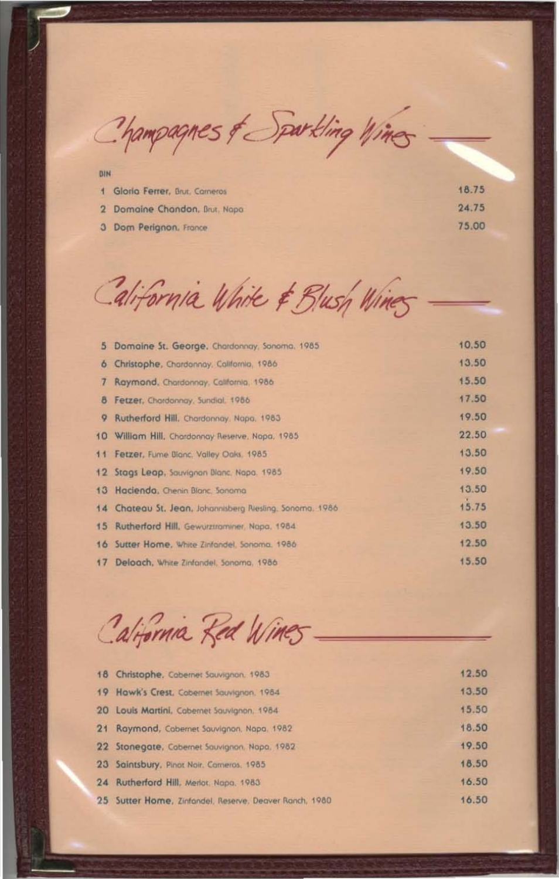## Champagnes & Sparkling Wines

| BIN | | |
|---|---|---|
| 1 | **Gloria Ferrer.** Brut, Carneros | 18.75 |
| 2 | **Domaine Chandon.** Brut, Napa | 24.75 |
| 3 | **Dom Perignon.** France | 75.00 |

## California White & Blush Wines

| | | |
|---|---|---|
| 5 | **Domaine St. George.** Chardonnay, Sonoma, 1985 | 10.50 |
| 6 | **Christophe.** Chardonnay, California, 1986 | 13.50 |
| 7 | **Raymond.** Chardonnay, California, 1986 | 15.50 |
| 8 | **Fetzer.** Chardonnay, Sundial, 1986 | 17.50 |
| 9 | **Rutherford Hill.** Chardonnay, Napa, 1983 | 19.50 |
| 10 | **William Hill.** Chardonnay Reserve, Napa, 1985 | 22.50 |
| 11 | **Fetzer.** Fume Blanc, Valley Oaks, 1985 | 13.50 |
| 12 | **Stags Leap.** Sauvignon Blanc, Napa, 1985 | 19.50 |
| 13 | **Hacienda.** Chenin Blanc, Sonoma | 13.50 |
| 14 | **Chateau St. Jean.** Johannisberg Riesling, Sonoma, 1986 | 15.75 |
| 15 | **Rutherford Hill.** Gewurztraminer, Napa, 1984 | 13.50 |
| 16 | **Sutter Home.** White Zinfandel, Sonoma, 1986 | 12.50 |
| 17 | **Deloach.** White Zinfandel, Sonoma, 1986 | 15.50 |

## California Red Wines

| | | |
|---|---|---|
| 18 | **Christophe.** Cabernet Sauvignon, 1983 | 12.50 |
| 19 | **Hawk's Crest.** Cabernet Sauvignon, 1984 | 13.50 |
| 20 | **Louis Martini.** Cabernet Sauvignon, 1984 | 15.50 |
| 21 | **Raymond.** Cabernet Sauvignon, Napa, 1982 | 18.50 |
| 22 | **Stonegate.** Cabernet Sauvignon, Napa, 1982 | 19.50 |
| 23 | **Saintsbury.** Pinot Noir, Carneros, 1985 | 18.50 |
| 24 | **Rutherford Hill.** Merlot, Napa, 1983 | 16.50 |
| 25 | **Sutter Home.** Zinfandel, Reserve, Deaver Ranch, 1980 | 16.50 |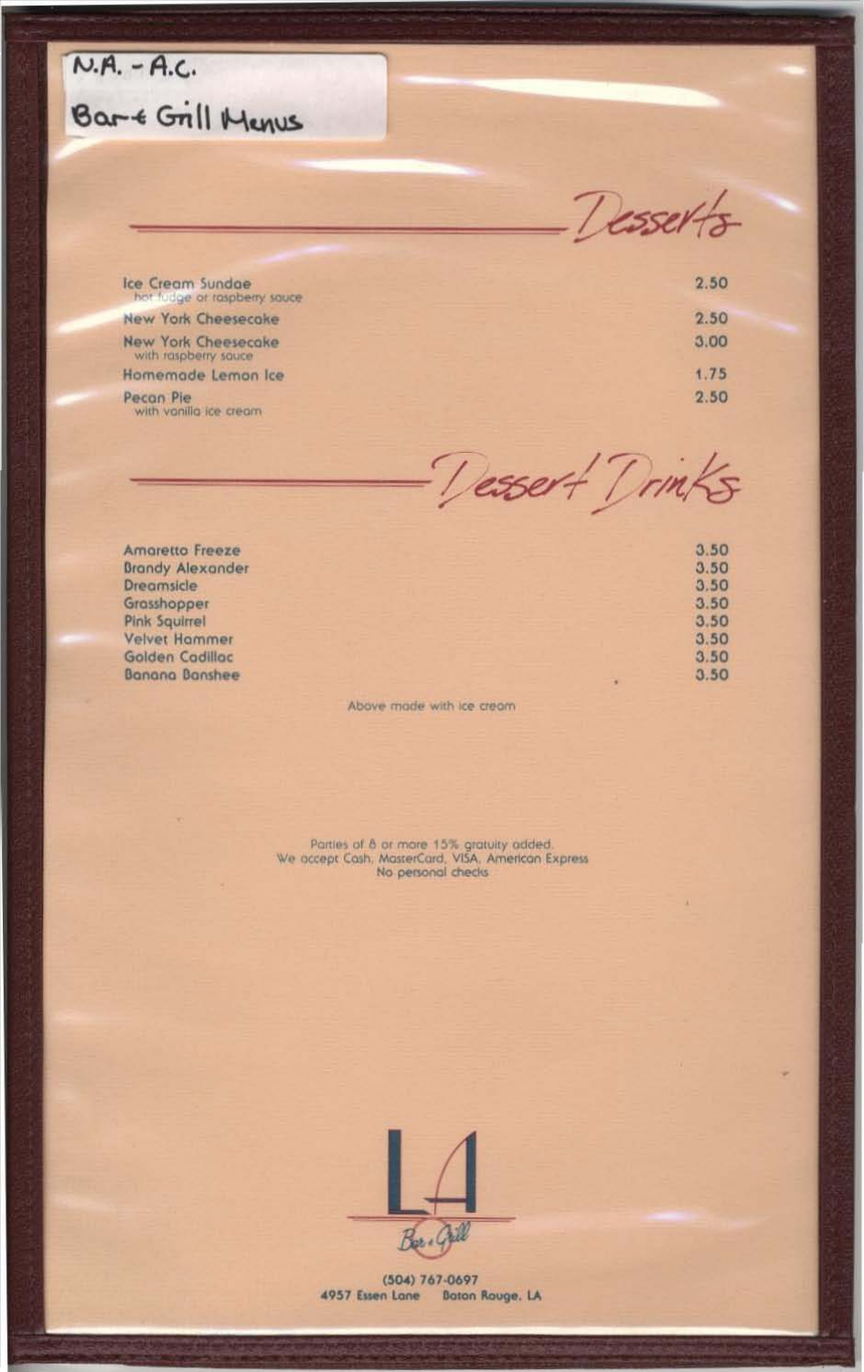N.A. - A.C.

Bar & Grill Menus

## Desserts

| | |
|---|---|
| Ice Cream Sundae<br>hot fudge or raspberry sauce | 2.50 |
| New York Cheesecake | 2.50 |
| New York Cheesecake<br>with raspberry sauce | 3.00 |
| Homemade Lemon Ice | 1.75 |
| Pecan Pie<br>with vanilla ice cream | 2.50 |

## Dessert Drinks

| | |
|---|---|
| Amaretto Freeze | 3.50 |
| Brandy Alexander | 3.50 |
| Dreamsicle | 3.50 |
| Grasshopper | 3.50 |
| Pink Squirrel | 3.50 |
| Velvet Hammer | 3.50 |
| Golden Cadillac | 3.50 |
| Banana Banshee | 3.50 |

Above made with ice cream

Parties of 8 or more 15% gratuity added.
We accept Cash, MasterCard, VISA, American Express
No personal checks

LA
Bar & Grill

(504) 767-0697
4957 Essen Lane Baton Rouge, LA